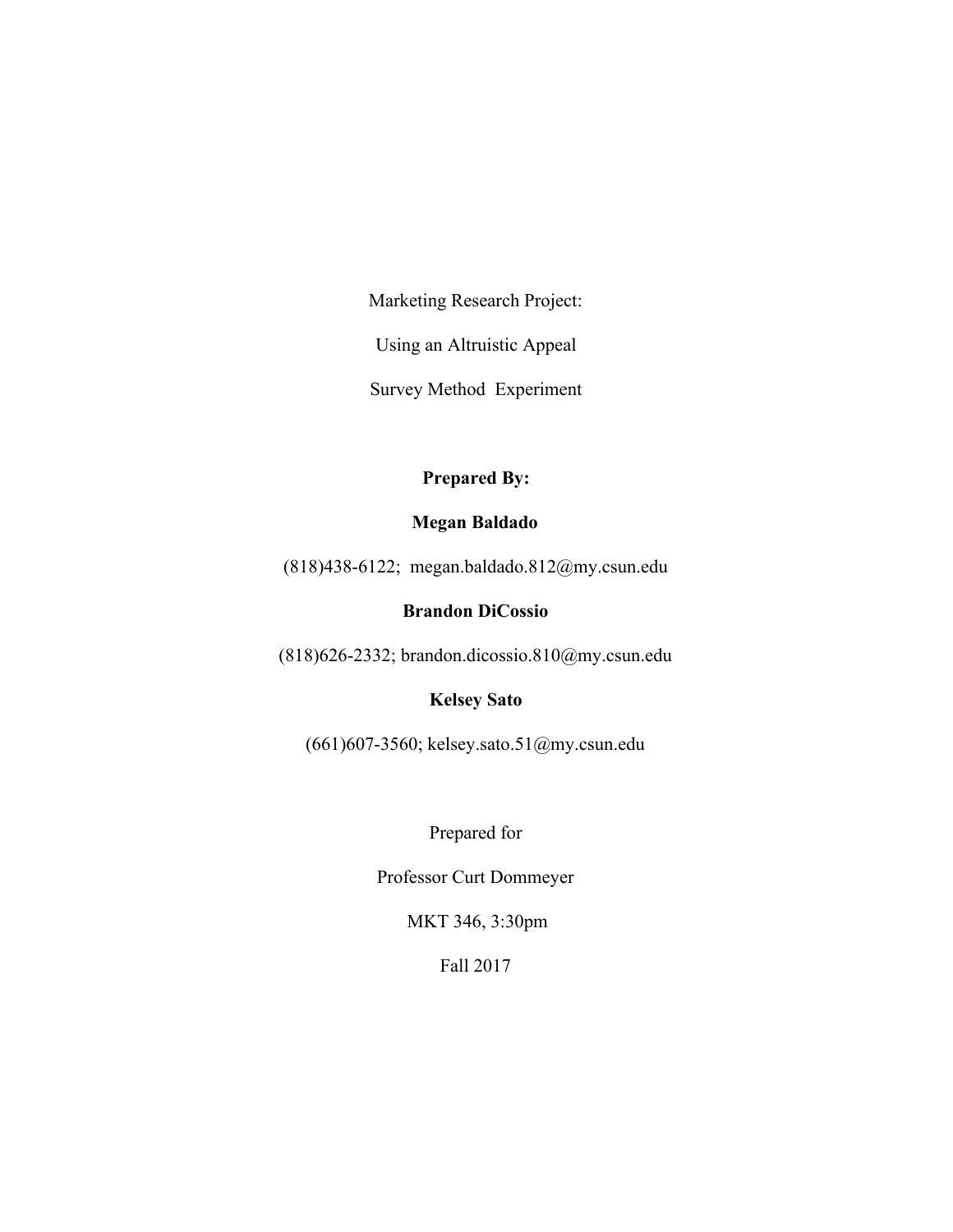Marketing Research Project:

Using an Altruistic Appeal

Survey Method  Experiment

**Prepared By:**

**Megan Baldado**

(818)438-6122;  megan.baldado.812@my.csun.edu

**Brandon DiCossio**

(818)626-2332; brandon.dicossio.810@my.csun.edu

**Kelsey Sato**

(661)607-3560; kelsey.sato.51@my.csun.edu

Prepared for

Professor Curt Dommeyer

MKT 346, 3:30pm

Fall 2017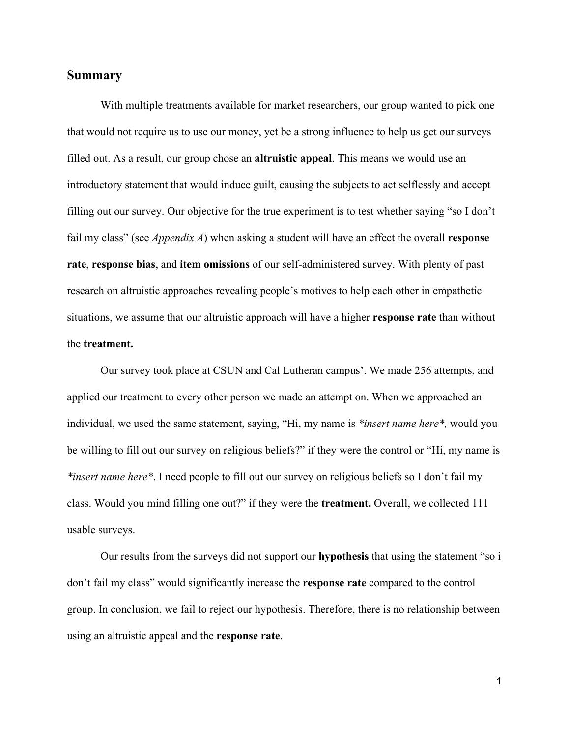## Summary

With multiple treatments available for market researchers, our group wanted to pick one that would not require us to use our money, yet be a strong influence to help us get our surveys filled out. As a result, our group chose an **altruistic appeal**. This means we would use an introductory statement that would induce guilt, causing the subjects to act selflessly and accept filling out our survey. Our objective for the true experiment is to test whether saying "so I don't fail my class" (see *Appendix A*) when asking a student will have an effect the overall **response rate**, **response bias**, and **item omissions** of our self-administered survey. With plenty of past research on altruistic approaches revealing people's motives to help each other in empathetic situations, we assume that our altruistic approach will have a higher **response rate** than without the **treatment.**

Our survey took place at CSUN and Cal Lutheran campus'. We made 256 attempts, and applied our treatment to every other person we made an attempt on. When we approached an individual, we used the same statement, saying, "Hi, my name is *\*insert name here\*,* would you be willing to fill out our survey on religious beliefs?" if they were the control or "Hi, my name is *\*insert name here\**. I need people to fill out our survey on religious beliefs so I don't fail my class. Would you mind filling one out?" if they were the **treatment.** Overall, we collected 111 usable surveys.

Our results from the surveys did not support our **hypothesis** that using the statement "so i don't fail my class" would significantly increase the **response rate** compared to the control group. In conclusion, we fail to reject our hypothesis. Therefore, there is no relationship between using an altruistic appeal and the **response rate**.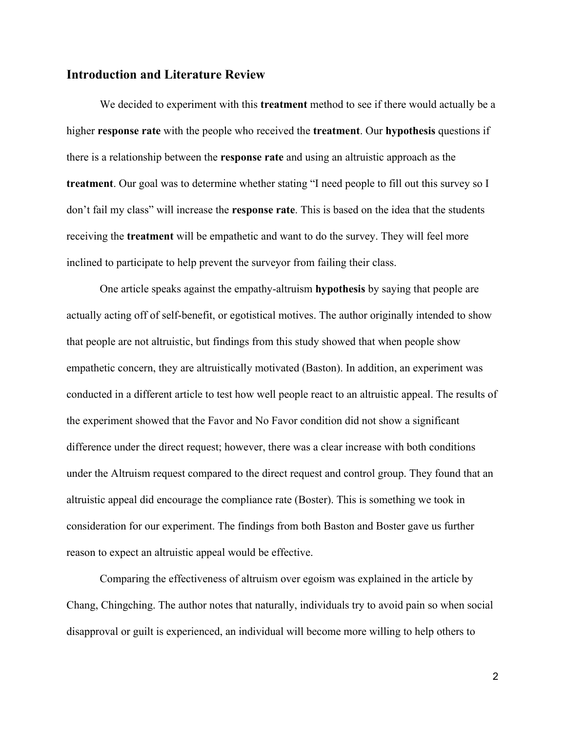## Introduction and Literature Review

We decided to experiment with this **treatment** method to see if there would actually be a higher **response rate** with the people who received the **treatment**. Our **hypothesis** questions if there is a relationship between the **response rate** and using an altruistic approach as the **treatment**. Our goal was to determine whether stating "I need people to fill out this survey so I don't fail my class" will increase the **response rate**. This is based on the idea that the students receiving the **treatment** will be empathetic and want to do the survey. They will feel more inclined to participate to help prevent the surveyor from failing their class.

One article speaks against the empathy-altruism **hypothesis** by saying that people are actually acting off of self-benefit, or egotistical motives. The author originally intended to show that people are not altruistic, but findings from this study showed that when people show empathetic concern, they are altruistically motivated (Baston). In addition, an experiment was conducted in a different article to test how well people react to an altruistic appeal. The results of the experiment showed that the Favor and No Favor condition did not show a significant difference under the direct request; however, there was a clear increase with both conditions under the Altruism request compared to the direct request and control group. They found that an altruistic appeal did encourage the compliance rate (Boster). This is something we took in consideration for our experiment. The findings from both Baston and Boster gave us further reason to expect an altruistic appeal would be effective.

Comparing the effectiveness of altruism over egoism was explained in the article by Chang, Chingching. The author notes that naturally, individuals try to avoid pain so when social disapproval or guilt is experienced, an individual will become more willing to help others to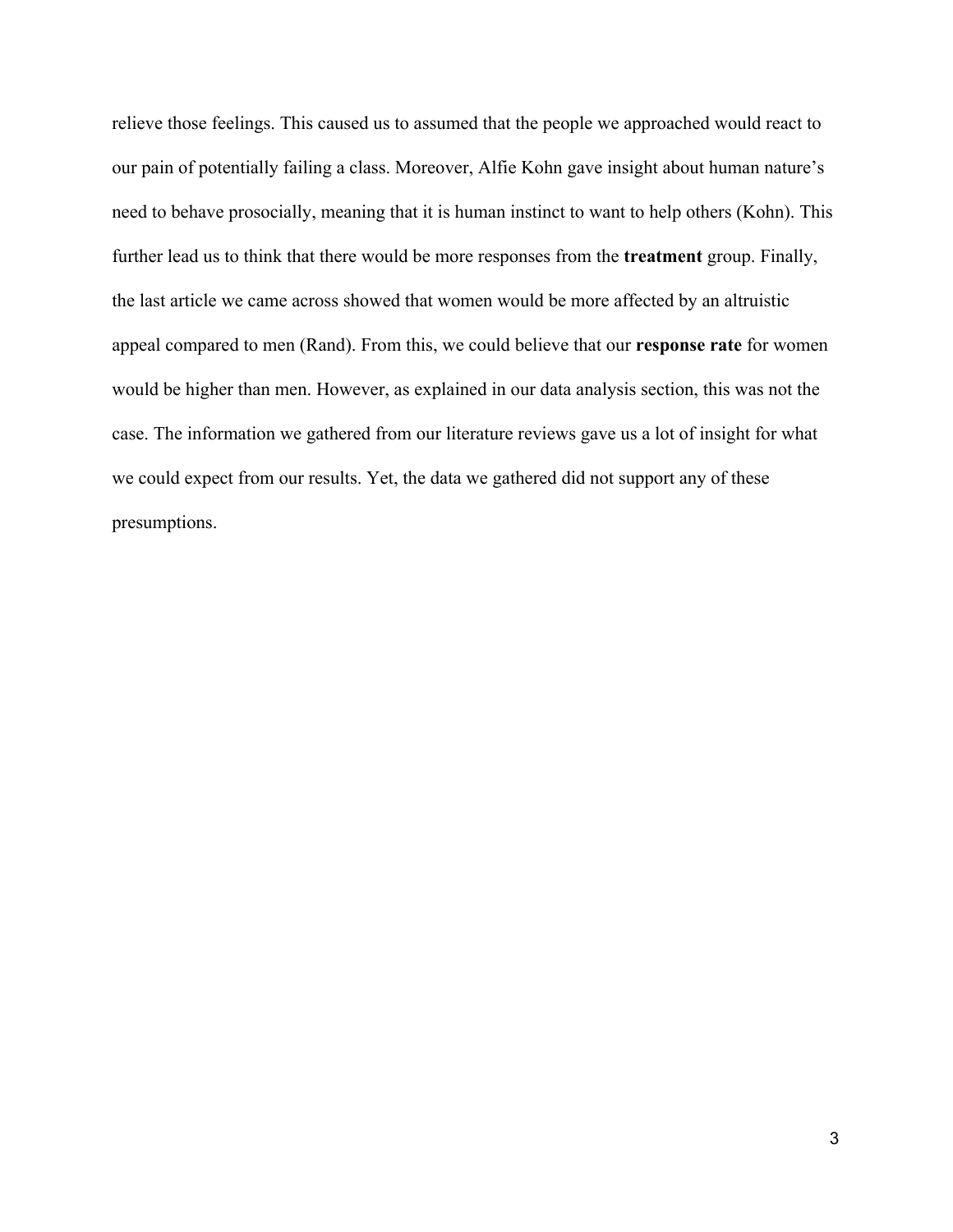relieve those feelings. This caused us to assumed that the people we approached would react to our pain of potentially failing a class. Moreover, Alfie Kohn gave insight about human nature's need to behave prosocially, meaning that it is human instinct to want to help others (Kohn). This further lead us to think that there would be more responses from the **treatment** group. Finally, the last article we came across showed that women would be more affected by an altruistic appeal compared to men (Rand). From this, we could believe that our **response rate** for women would be higher than men. However, as explained in our data analysis section, this was not the case. The information we gathered from our literature reviews gave us a lot of insight for what we could expect from our results. Yet, the data we gathered did not support any of these presumptions.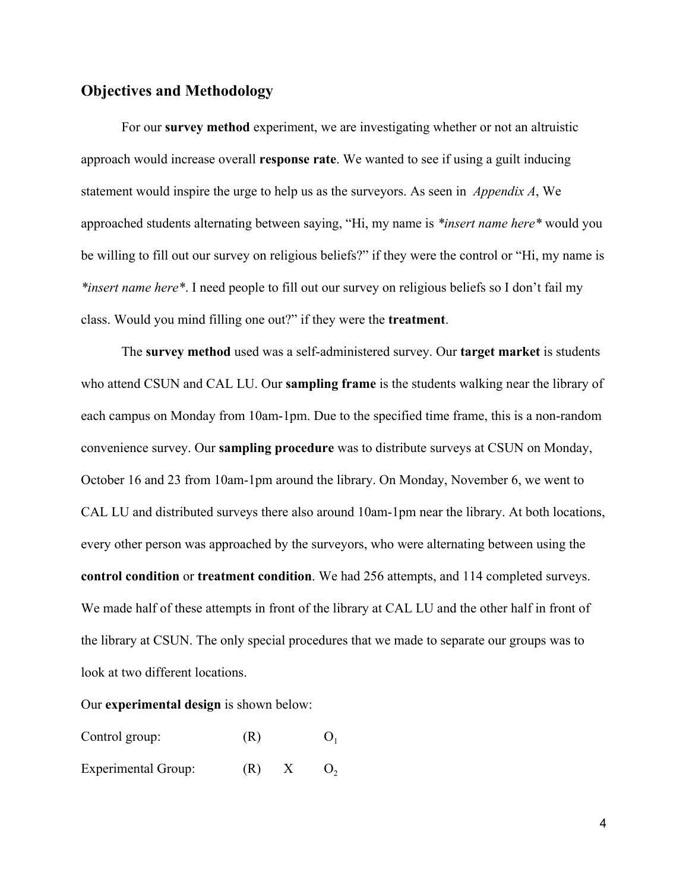## Objectives and Methodology

For our **survey method** experiment, we are investigating whether or not an altruistic approach would increase overall **response rate**. We wanted to see if using a guilt inducing statement would inspire the urge to help us as the surveyors. As seen in *Appendix A*, We approached students alternating between saying, "Hi, my name is **insert name here** would you be willing to fill out our survey on religious beliefs?" if they were the control or "Hi, my name is **insert name here**. I need people to fill out our survey on religious beliefs so I don't fail my class. Would you mind filling one out?" if they were the **treatment**.

The **survey method** used was a self-administered survey. Our **target market** is students who attend CSUN and CAL LU. Our **sampling frame** is the students walking near the library of each campus on Monday from 10am-1pm. Due to the specified time frame, this is a non-random convenience survey. Our **sampling procedure** was to distribute surveys at CSUN on Monday, October 16 and 23 from 10am-1pm around the library. On Monday, November 6, we went to CAL LU and distributed surveys there also around 10am-1pm near the library. At both locations, every other person was approached by the surveyors, who were alternating between using the **control condition** or **treatment condition**. We had 256 attempts, and 114 completed surveys. We made half of these attempts in front of the library at CAL LU and the other half in front of the library at CSUN. The only special procedures that we made to separate our groups was to look at two different locations.

Our **experimental design** is shown below:

| | | | |
|---|---|---|---|
| Control group: | (R) | | $O_1$ |
| Experimental Group: | (R) | X | $O_2$ |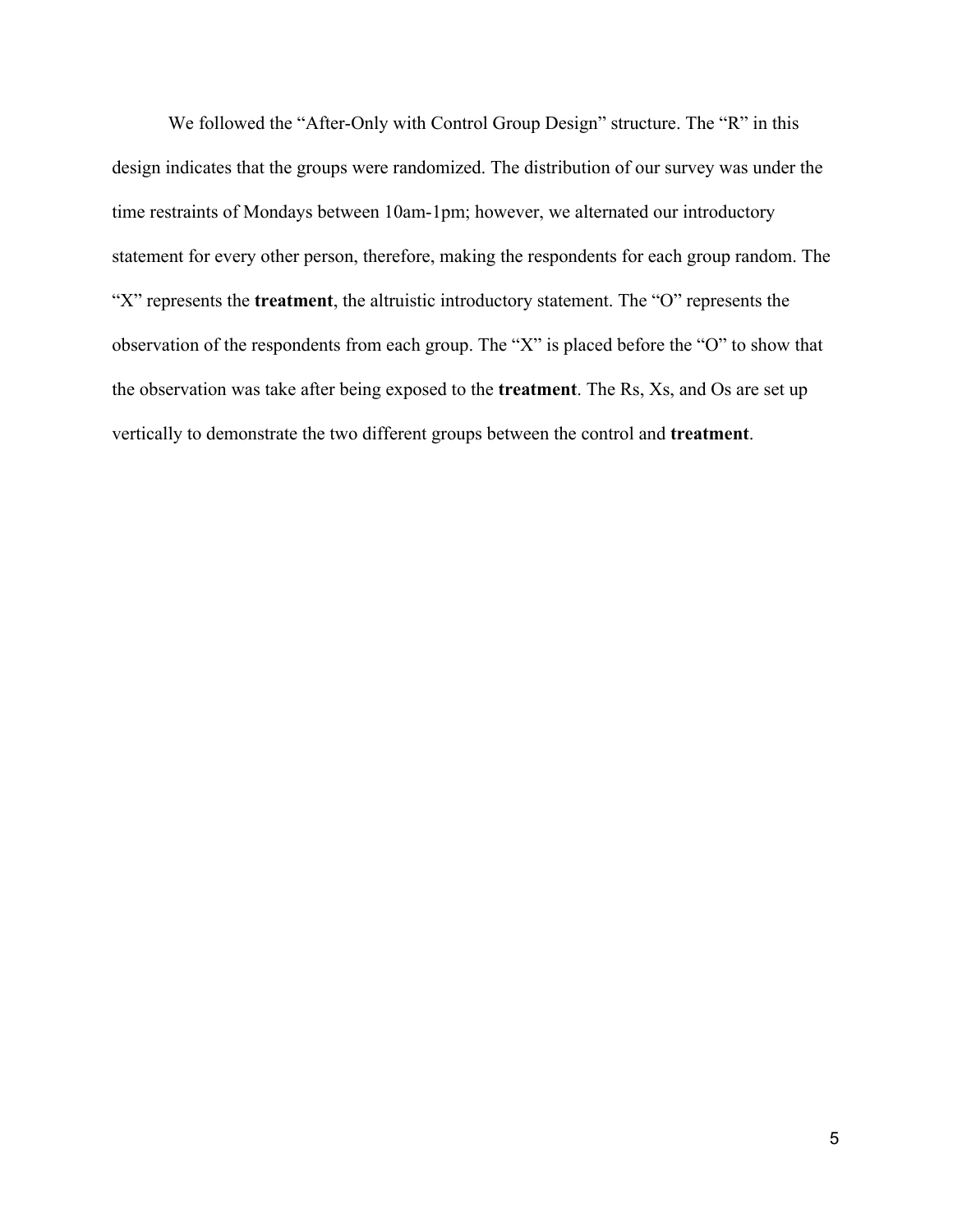We followed the "After-Only with Control Group Design" structure. The "R" in this design indicates that the groups were randomized. The distribution of our survey was under the time restraints of Mondays between 10am-1pm; however, we alternated our introductory statement for every other person, therefore, making the respondents for each group random. The "X" represents the **treatment**, the altruistic introductory statement. The "O" represents the observation of the respondents from each group. The "X" is placed before the "O" to show that the observation was take after being exposed to the **treatment**. The Rs, Xs, and Os are set up vertically to demonstrate the two different groups between the control and **treatment**.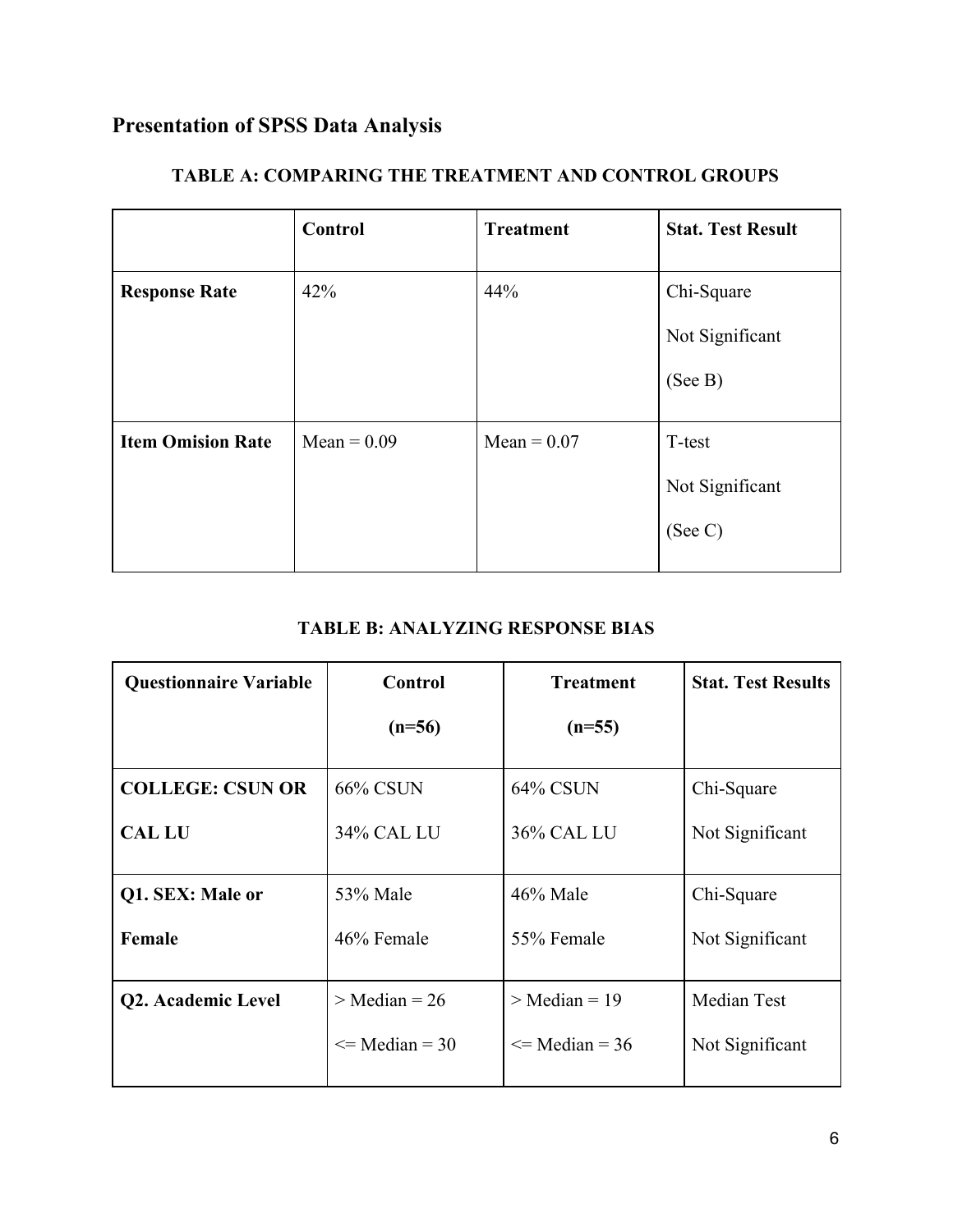## Presentation of SPSS Data Analysis

### TABLE A: COMPARING THE TREATMENT AND CONTROL GROUPS

| | **Control** | **Treatment** | **Stat. Test Result** |
|---|---|---|---|
| **Response Rate** | 42% | 44% | Chi-Square<br>Not Significant<br>(See B) |
| **Item Omision Rate** | Mean = 0.09 | Mean = 0.07 | T-test<br>Not Significant<br>(See C) |

### TABLE B: ANALYZING RESPONSE BIAS

| **Questionnaire Variable** | **Control**<br>**(n=56)** | **Treatment**<br>**(n=55)** | **Stat. Test Results** |
|---|---|---|---|
| **COLLEGE: CSUN OR CAL LU** | 66% CSUN<br>34% CAL LU | 64% CSUN<br>36% CAL LU | Chi-Square<br>Not Significant |
| **Q1. SEX: Male or Female** | 53% Male<br>46% Female | 46% Male<br>55% Female | Chi-Square<br>Not Significant |
| **Q2. Academic Level** | > Median = 26<br><= Median = 30 | > Median = 19<br><= Median = 36 | Median Test<br>Not Significant |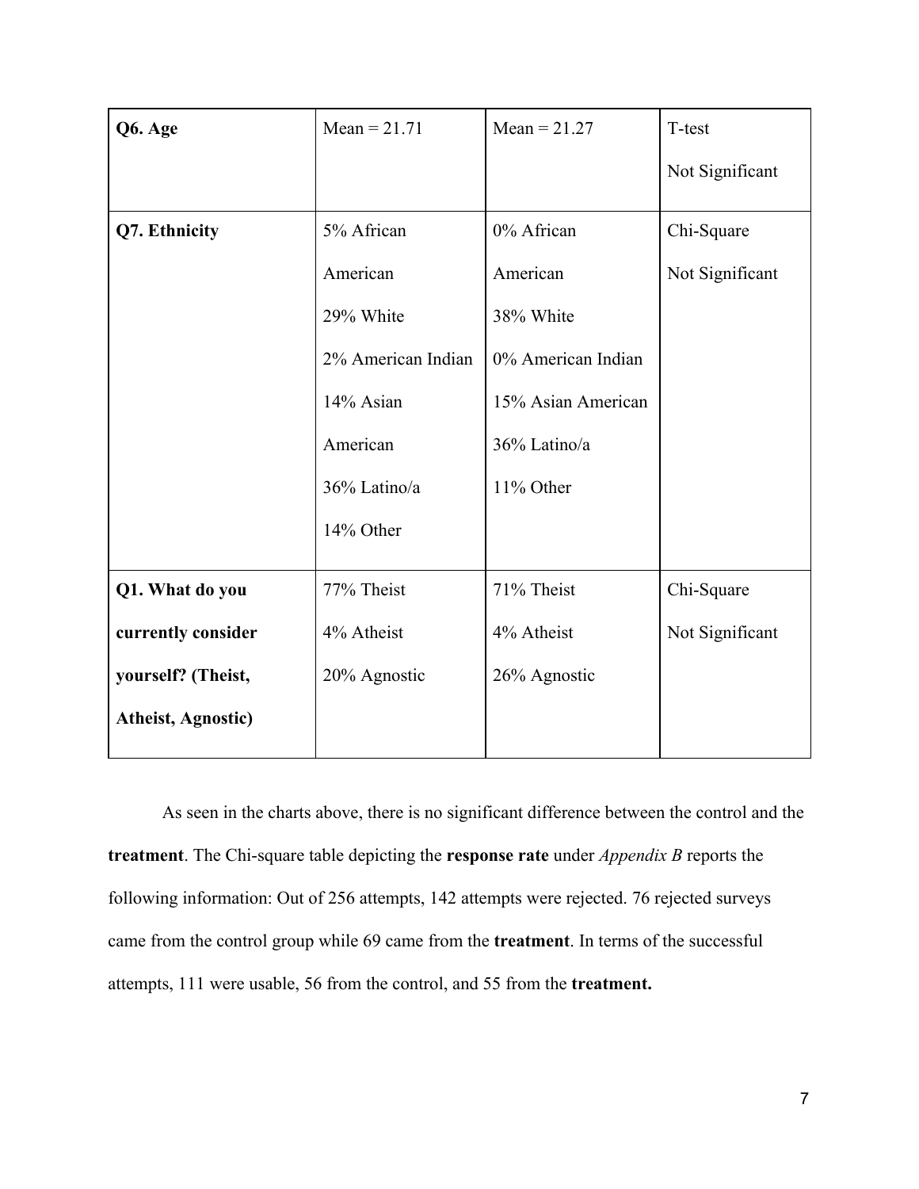| | | | |
|---|---|---|---|
| **Q6. Age** | Mean = 21.71 | Mean = 21.27 | T-test<br>Not Significant |
| **Q7. Ethnicity** | 5% African American<br>29% White<br>2% American Indian<br>14% Asian American<br>36% Latino/a<br>14% Other | 0% African American<br>38% White<br>0% American Indian<br>15% Asian American<br>36% Latino/a<br>11% Other | Chi-Square<br>Not Significant |
| **Q1. What do you currently consider yourself? (Theist, Atheist, Agnostic)** | 77% Theist<br>4% Atheist<br>20% Agnostic | 71% Theist<br>4% Atheist<br>26% Agnostic | Chi-Square<br>Not Significant |

As seen in the charts above, there is no significant difference between the control and the **treatment**. The Chi-square table depicting the **response rate** under *Appendix B* reports the following information: Out of 256 attempts, 142 attempts were rejected. 76 rejected surveys came from the control group while 69 came from the **treatment**. In terms of the successful attempts, 111 were usable, 56 from the control, and 55 from the **treatment.**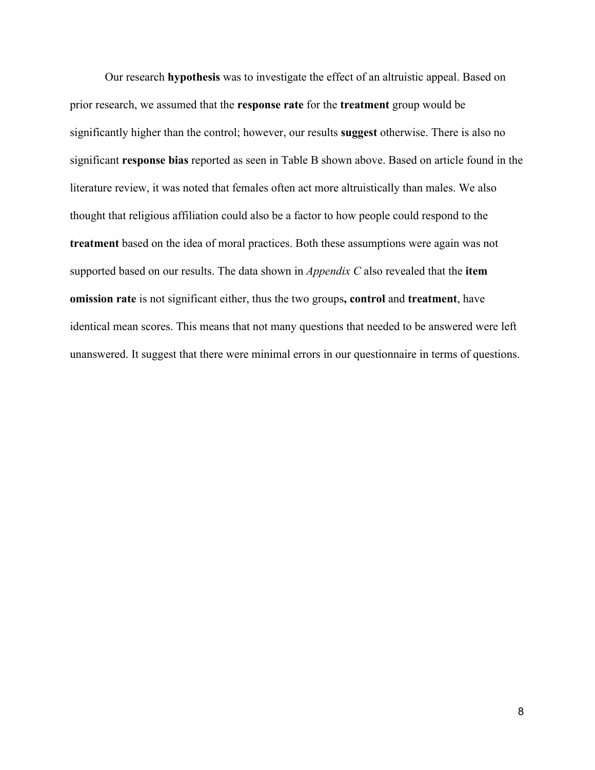Our research **hypothesis** was to investigate the effect of an altruistic appeal. Based on prior research, we assumed that the **response rate** for the **treatment** group would be significantly higher than the control; however, our results **suggest** otherwise. There is also no significant **response bias** reported as seen in Table B shown above. Based on article found in the literature review, it was noted that females often act more altruistically than males. We also thought that religious affiliation could also be a factor to how people could respond to the **treatment** based on the idea of moral practices. Both these assumptions were again was not supported based on our results. The data shown in *Appendix C* also revealed that the **item omission rate** is not significant either, thus the two groups**, control** and **treatment**, have identical mean scores. This means that not many questions that needed to be answered were left unanswered. It suggest that there were minimal errors in our questionnaire in terms of questions.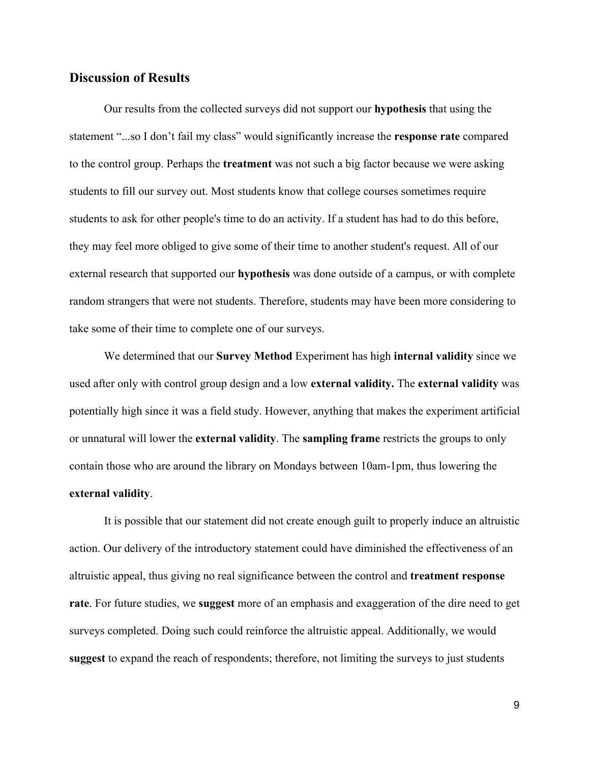## Discussion of Results

Our results from the collected surveys did not support our **hypothesis** that using the statement "...so I don't fail my class" would significantly increase the **response rate** compared to the control group. Perhaps the **treatment** was not such a big factor because we were asking students to fill our survey out. Most students know that college courses sometimes require students to ask for other people's time to do an activity. If a student has had to do this before, they may feel more obliged to give some of their time to another student's request. All of our external research that supported our **hypothesis** was done outside of a campus, or with complete random strangers that were not students. Therefore, students may have been more considering to take some of their time to complete one of our surveys.

We determined that our **Survey Method** Experiment has high **internal validity** since we used after only with control group design and a low **external validity.** The **external validity** was potentially high since it was a field study. However, anything that makes the experiment artificial or unnatural will lower the **external validity**. The **sampling frame** restricts the groups to only contain those who are around the library on Mondays between 10am-1pm, thus lowering the **external validity**.

It is possible that our statement did not create enough guilt to properly induce an altruistic action. Our delivery of the introductory statement could have diminished the effectiveness of an altruistic appeal, thus giving no real significance between the control and **treatment response rate**. For future studies, we **suggest** more of an emphasis and exaggeration of the dire need to get surveys completed. Doing such could reinforce the altruistic appeal. Additionally, we would **suggest** to expand the reach of respondents; therefore, not limiting the surveys to just students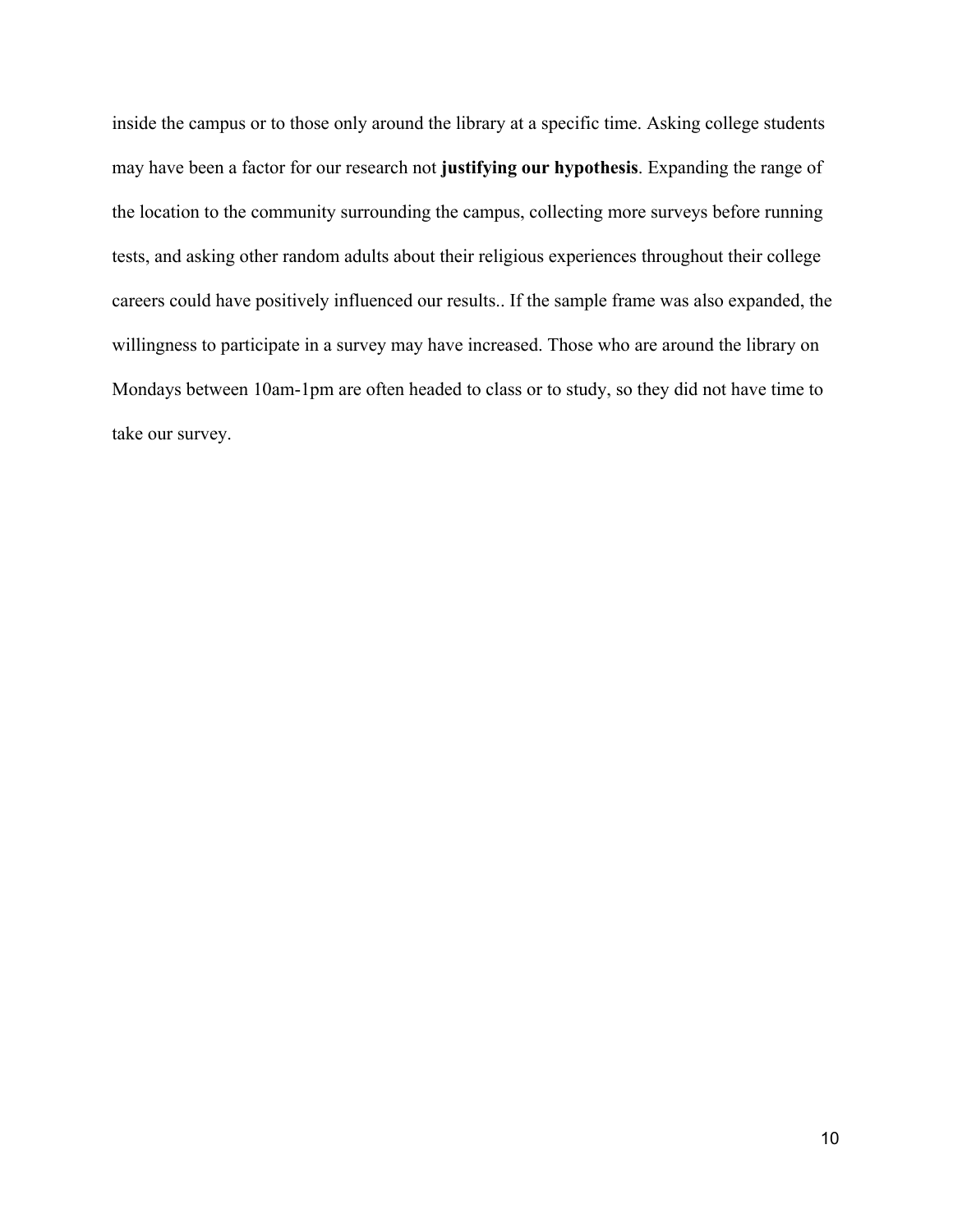inside the campus or to those only around the library at a specific time. Asking college students may have been a factor for our research not **justifying our hypothesis**. Expanding the range of the location to the community surrounding the campus, collecting more surveys before running tests, and asking other random adults about their religious experiences throughout their college careers could have positively influenced our results.. If the sample frame was also expanded, the willingness to participate in a survey may have increased. Those who are around the library on Mondays between 10am-1pm are often headed to class or to study, so they did not have time to take our survey.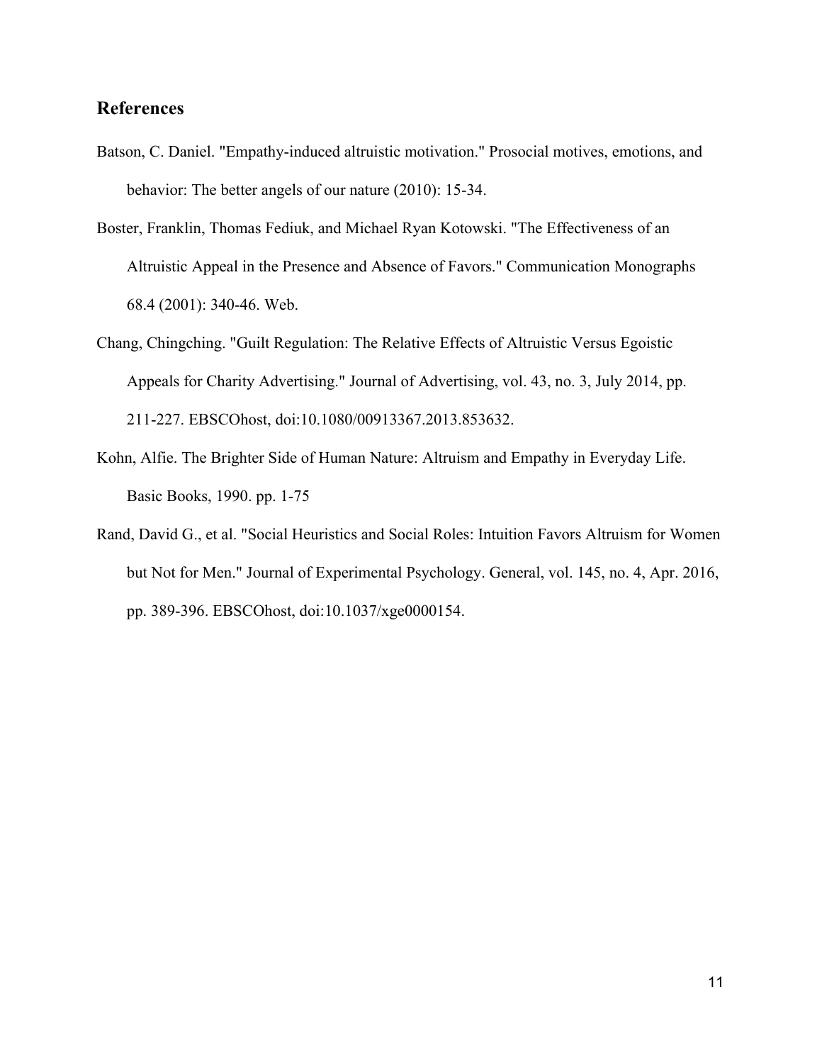## References

Batson, C. Daniel. "Empathy-induced altruistic motivation." Prosocial motives, emotions, and behavior: The better angels of our nature (2010): 15-34.

Boster, Franklin, Thomas Fediuk, and Michael Ryan Kotowski. "The Effectiveness of an Altruistic Appeal in the Presence and Absence of Favors." Communication Monographs 68.4 (2001): 340-46. Web.

Chang, Chingching. "Guilt Regulation: The Relative Effects of Altruistic Versus Egoistic Appeals for Charity Advertising." Journal of Advertising, vol. 43, no. 3, July 2014, pp. 211-227. EBSCOhost, doi:10.1080/00913367.2013.853632.

Kohn, Alfie. The Brighter Side of Human Nature: Altruism and Empathy in Everyday Life. Basic Books, 1990. pp. 1-75

Rand, David G., et al. "Social Heuristics and Social Roles: Intuition Favors Altruism for Women but Not for Men." Journal of Experimental Psychology. General, vol. 145, no. 4, Apr. 2016, pp. 389-396. EBSCOhost, doi:10.1037/xge0000154.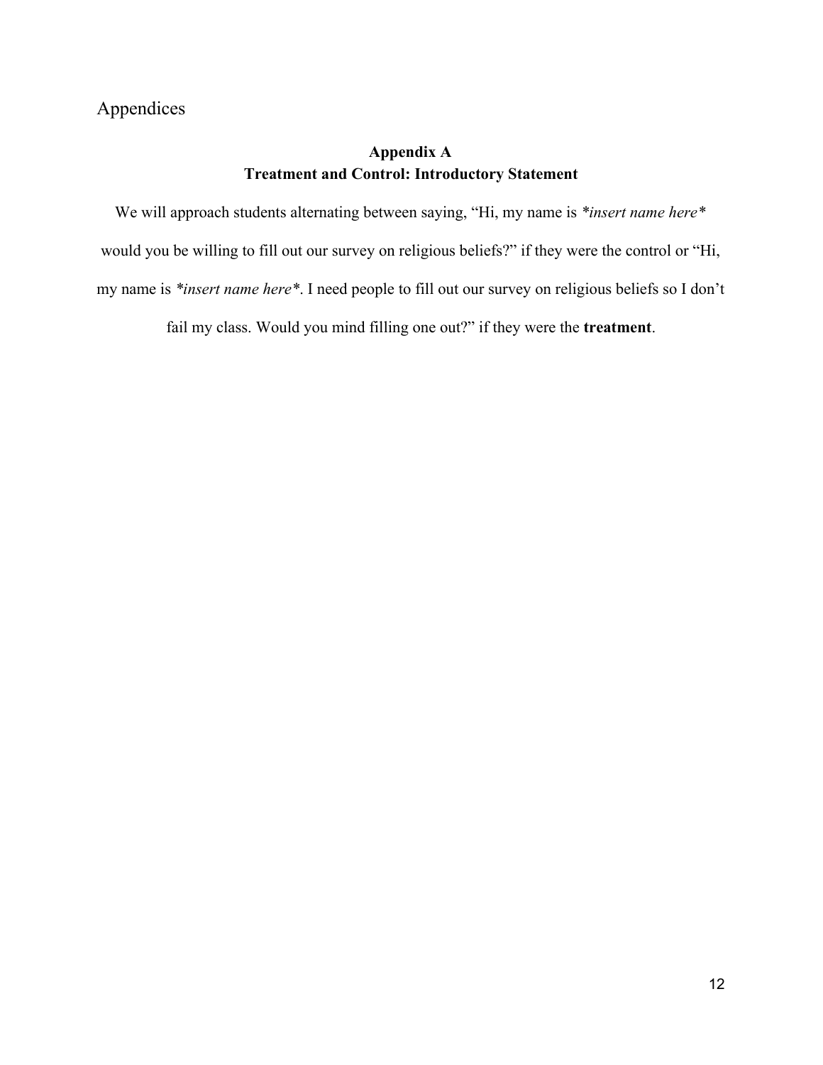# Appendices

## **Appendix A**
## **Treatment and Control: Introductory Statement**

We will approach students alternating between saying, “Hi, my name is *\*insert name here\** would you be willing to fill out our survey on religious beliefs?” if they were the control or “Hi, my name is *\*insert name here\**. I need people to fill out our survey on religious beliefs so I don’t fail my class. Would you mind filling one out?” if they were the **treatment**.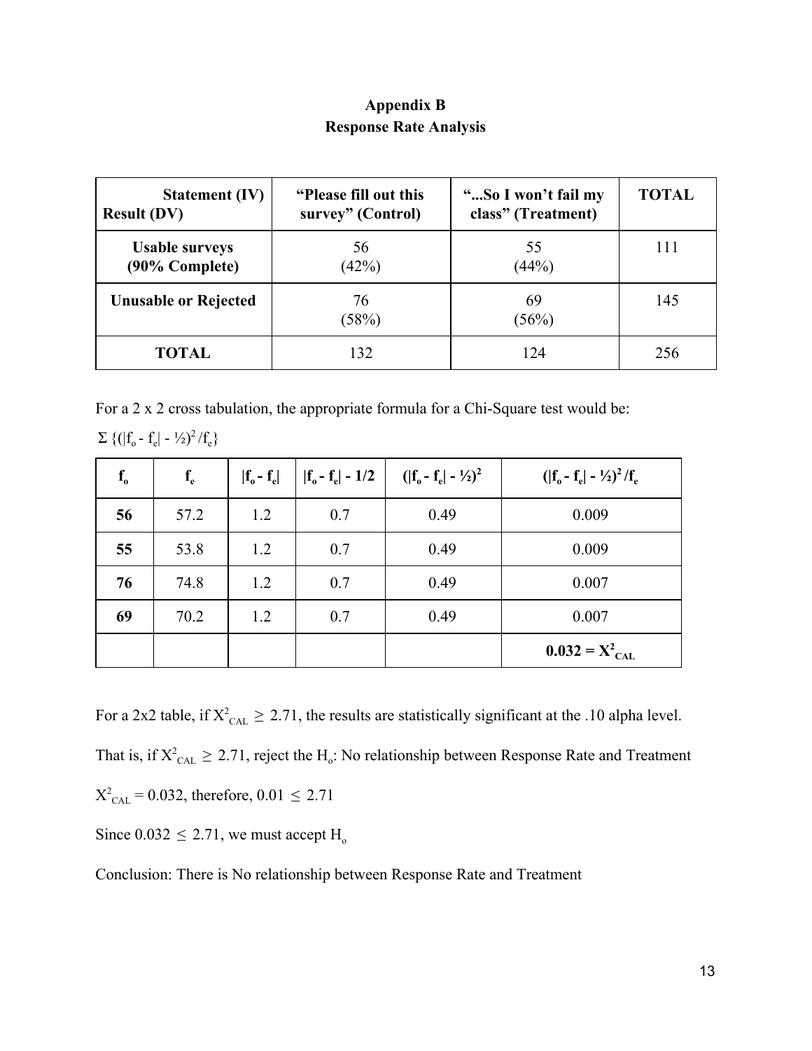# Appendix B
## Response Rate Analysis

| Statement (IV) / Result (DV) | "Please fill out this survey" (Control) | "...So I won't fail my class" (Treatment) | TOTAL |
|---|---|---|---|
| **Usable surveys (90% Complete)** | 56 (42%) | 55 (44%) | 111 |
| **Unusable or Rejected** | 76 (58%) | 69 (56%) | 145 |
| **TOTAL** | 132 | 124 | 256 |

For a 2 x 2 cross tabulation, the appropriate formula for a Chi-Square test would be:

$\Sigma \{(|f_o - f_e| - ½)^2 / f_e\}$

| $f_o$ | $f_e$ | $\|f_o - f_e\|$ | $\|f_o - f_e\| - 1/2$ | $(\|f_o - f_e\| - ½)^2$ | $(\|f_o - f_e\| - ½)^2 / f_e$ |
|---|---|---|---|---|---|
| **56** | 57.2 | 1.2 | 0.7 | 0.49 | 0.009 |
| **55** | 53.8 | 1.2 | 0.7 | 0.49 | 0.009 |
| **76** | 74.8 | 1.2 | 0.7 | 0.49 | 0.007 |
| **69** | 70.2 | 1.2 | 0.7 | 0.49 | 0.007 |
| | | | | | **$0.032 = X^2_{CAL}$** |

For a 2x2 table, if $X^2_{CAL} \geq 2.71$, the results are statistically significant at the .10 alpha level.

That is, if $X^2_{CAL} \geq 2.71$, reject the $H_o$: No relationship between Response Rate and Treatment

$X^2_{CAL} = 0.032$, therefore, $0.01 \leq 2.71$

Since $0.032 \leq 2.71$, we must accept $H_o$

Conclusion: There is No relationship between Response Rate and Treatment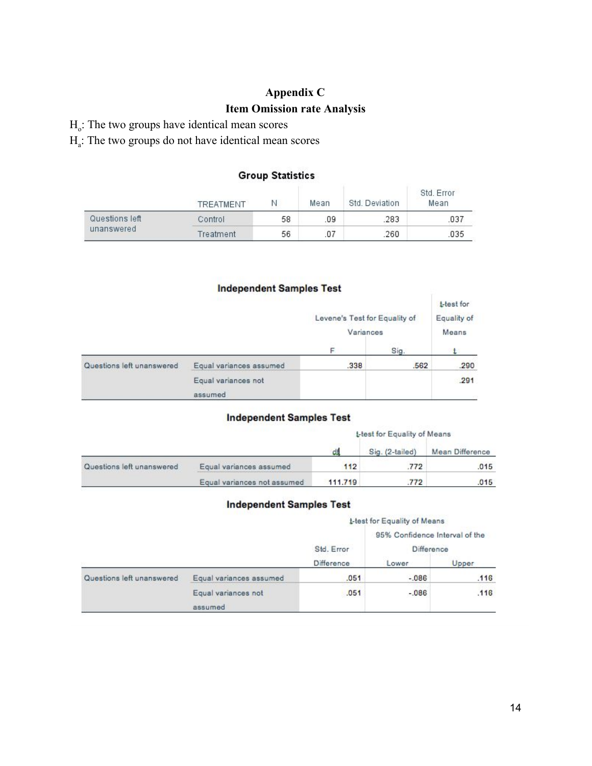# Appendix C
## Item Omission rate Analysis

$H_o$: The two groups have identical mean scores
$H_a$: The two groups do not have identical mean scores

**Group Statistics**

| | TREATMENT | N | Mean | Std. Deviation | Std. Error Mean |
|---|---|---|---|---|---|
| Questions left unanswered | Control | 58 | .09 | .283 | .037 |
| | Treatment | 56 | .07 | .260 | .035 |

**Independent Samples Test**

| | | Levene's Test for Equality of Variances | | t-test for Equality of Means |
|---|---|---|---|---|
| | | F | Sig. | t |
| Questions left unanswered | Equal variances assumed | .338 | .562 | .290 |
| | Equal variances not assumed | | | .291 |

**Independent Samples Test**

| | | t-test for Equality of Means | | |
|---|---|---|---|---|
| | | df | Sig. (2-tailed) | Mean Difference |
| Questions left unanswered | Equal variances assumed | 112 | .772 | .015 |
| | Equal variances not assumed | 111.719 | .772 | .015 |

**Independent Samples Test**

| | | t-test for Equality of Means | | |
|---|---|---|---|---|
| | | Std. Error Difference | 95% Confidence Interval of the Difference | |
| | | | Lower | Upper |
| Questions left unanswered | Equal variances assumed | .051 | -.086 | .116 |
| | Equal variances not assumed | .051 | -.086 | .116 |